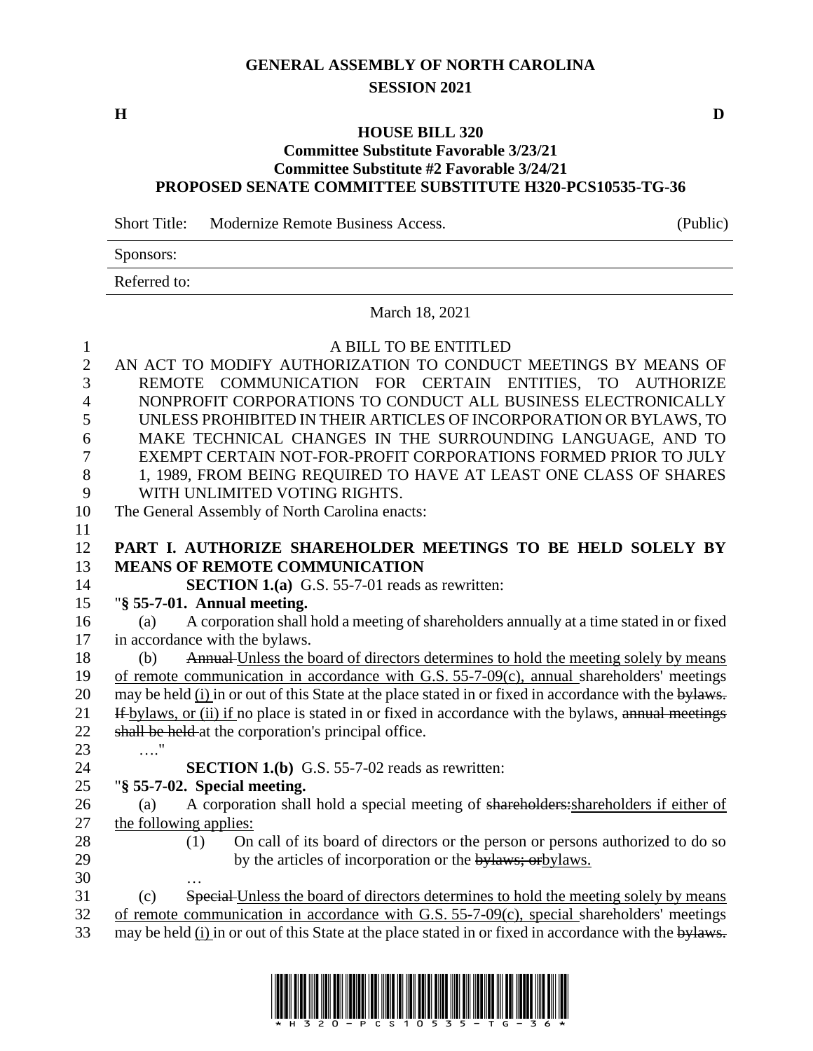# GENERAL ASSEMBLY OF NORTH CAROLINA
## SESSION 2021

**H** **D**

### HOUSE BILL 320
**Committee Substitute Favorable 3/23/21**
**Committee Substitute #2 Favorable 3/24/21**
**PROPOSED SENATE COMMITTEE SUBSTITUTE H320-PCS10535-TG-36**

Short Title: Modernize Remote Business Access. (Public)

Sponsors:

Referred to:

March 18, 2021

A BILL TO BE ENTITLED

AN ACT TO MODIFY AUTHORIZATION TO CONDUCT MEETINGS BY MEANS OF REMOTE COMMUNICATION FOR CERTAIN ENTITIES, TO AUTHORIZE NONPROFIT CORPORATIONS TO CONDUCT ALL BUSINESS ELECTRONICALLY UNLESS PROHIBITED IN THEIR ARTICLES OF INCORPORATION OR BYLAWS, TO MAKE TECHNICAL CHANGES IN THE SURROUNDING LANGUAGE, AND TO EXEMPT CERTAIN NOT-FOR-PROFIT CORPORATIONS FORMED PRIOR TO JULY 1, 1989, FROM BEING REQUIRED TO HAVE AT LEAST ONE CLASS OF SHARES WITH UNLIMITED VOTING RIGHTS.

The General Assembly of North Carolina enacts:

**PART I. AUTHORIZE SHAREHOLDER MEETINGS TO BE HELD SOLELY BY MEANS OF REMOTE COMMUNICATION**

**SECTION 1.(a)** G.S. 55-7-01 reads as rewritten:

"**§ 55-7-01. Annual meeting.**

(a) A corporation shall hold a meeting of shareholders annually at a time stated in or fixed in accordance with the bylaws.

(b) ~~Annual~~ Unless the board of directors determines to hold the meeting solely by means of remote communication in accordance with G.S. 55-7-09(c), annual shareholders' meetings may be held (i) in or out of this State at the place stated in or fixed in accordance with the ~~bylaws. If~~ bylaws, or (ii) if no place is stated in or fixed in accordance with the bylaws, ~~annual meetings shall be held~~ at the corporation's principal office.

…."

**SECTION 1.(b)** G.S. 55-7-02 reads as rewritten:

"**§ 55-7-02. Special meeting.**

(a) A corporation shall hold a special meeting of ~~shareholders:~~shareholders if either of the following applies:

(1) On call of its board of directors or the person or persons authorized to do so by the articles of incorporation or the ~~bylaws; or~~bylaws.

…

(c) ~~Special~~ Unless the board of directors determines to hold the meeting solely by means of remote communication in accordance with G.S. 55-7-09(c), special shareholders' meetings may be held (i) in or out of this State at the place stated in or fixed in accordance with the ~~bylaws.~~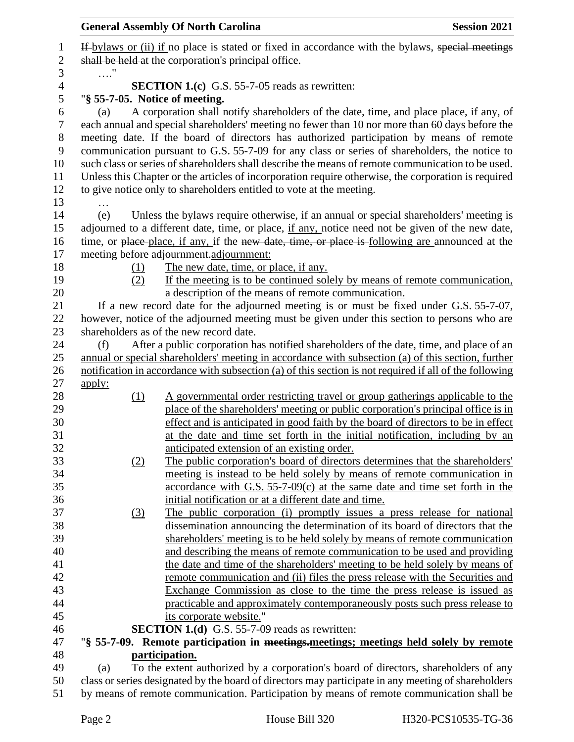If bylaws or (ii) if no place is stated or fixed in accordance with the bylaws, special meetings shall be held at the corporation's principal office.

…."

**SECTION 1.(c)** G.S. 55-7-05 reads as rewritten:

"**§ 55-7-05. Notice of meeting.**

(a) A corporation shall notify shareholders of the date, time, and place place, if any, of each annual and special shareholders' meeting no fewer than 10 nor more than 60 days before the meeting date. If the board of directors has authorized participation by means of remote communication pursuant to G.S. 55-7-09 for any class or series of shareholders, the notice to such class or series of shareholders shall describe the means of remote communication to be used. Unless this Chapter or the articles of incorporation require otherwise, the corporation is required to give notice only to shareholders entitled to vote at the meeting.

…

(e) Unless the bylaws require otherwise, if an annual or special shareholders' meeting is adjourned to a different date, time, or place, if any, notice need not be given of the new date, time, or place place, if any, if the new date, time, or place is following are announced at the meeting before adjournment.adjournment:

(1) The new date, time, or place, if any.

(2) If the meeting is to be continued solely by means of remote communication, a description of the means of remote communication.

If a new record date for the adjourned meeting is or must be fixed under G.S. 55-7-07, however, notice of the adjourned meeting must be given under this section to persons who are shareholders as of the new record date.

(f) After a public corporation has notified shareholders of the date, time, and place of an annual or special shareholders' meeting in accordance with subsection (a) of this section, further notification in accordance with subsection (a) of this section is not required if all of the following apply:

(1) A governmental order restricting travel or group gatherings applicable to the place of the shareholders' meeting or public corporation's principal office is in effect and is anticipated in good faith by the board of directors to be in effect at the date and time set forth in the initial notification, including by an anticipated extension of an existing order.

(2) The public corporation's board of directors determines that the shareholders' meeting is instead to be held solely by means of remote communication in accordance with G.S. 55-7-09(c) at the same date and time set forth in the initial notification or at a different date and time.

(3) The public corporation (i) promptly issues a press release for national dissemination announcing the determination of its board of directors that the shareholders' meeting is to be held solely by means of remote communication and describing the means of remote communication to be used and providing the date and time of the shareholders' meeting to be held solely by means of remote communication and (ii) files the press release with the Securities and Exchange Commission as close to the time the press release is issued as practicable and approximately contemporaneously posts such press release to its corporate website."

**SECTION 1.(d)** G.S. 55-7-09 reads as rewritten:

"**§ 55-7-09. Remote participation in meetings.meetings; meetings held solely by remote participation.**

(a) To the extent authorized by a corporation's board of directors, shareholders of any class or series designated by the board of directors may participate in any meeting of shareholders by means of remote communication. Participation by means of remote communication shall be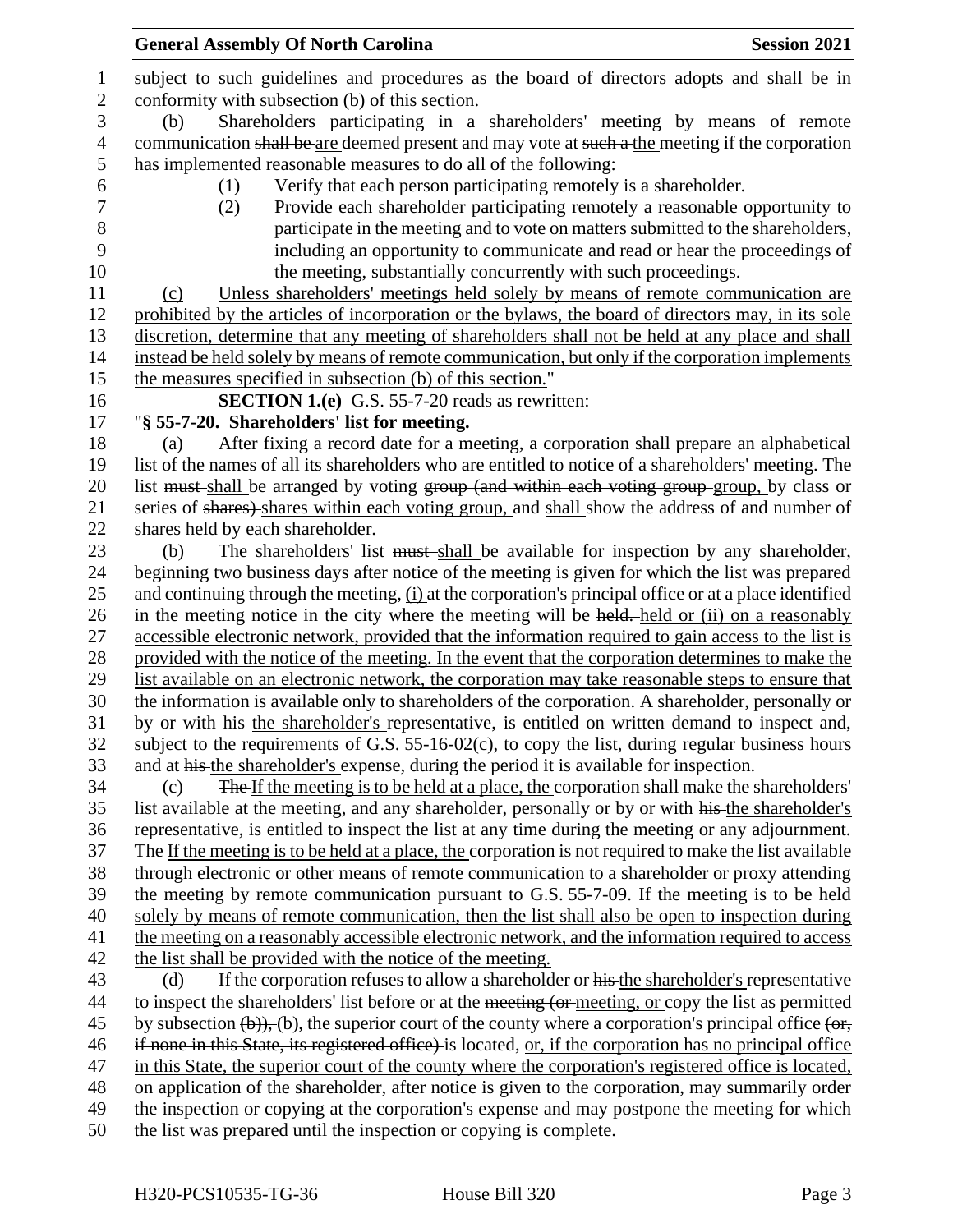subject to such guidelines and procedures as the board of directors adopts and shall be in conformity with subsection (b) of this section.

(b) Shareholders participating in a shareholders' meeting by means of remote communication ~~shall be~~ are deemed present and may vote at ~~such a~~ the meeting if the corporation has implemented reasonable measures to do all of the following:

(1) Verify that each person participating remotely is a shareholder.

(2) Provide each shareholder participating remotely a reasonable opportunity to participate in the meeting and to vote on matters submitted to the shareholders, including an opportunity to communicate and read or hear the proceedings of the meeting, substantially concurrently with such proceedings.

(c) Unless shareholders' meetings held solely by means of remote communication are prohibited by the articles of incorporation or the bylaws, the board of directors may, in its sole discretion, determine that any meeting of shareholders shall not be held at any place and shall instead be held solely by means of remote communication, but only if the corporation implements the measures specified in subsection (b) of this section."

**SECTION 1.(e)** G.S. 55-7-20 reads as rewritten:

"**§ 55-7-20. Shareholders' list for meeting.**

(a) After fixing a record date for a meeting, a corporation shall prepare an alphabetical list of the names of all its shareholders who are entitled to notice of a shareholders' meeting. The list ~~must~~ shall be arranged by voting ~~group (and within each voting group~~ group, by class or series of ~~shares)~~ shares within each voting group, and shall show the address of and number of shares held by each shareholder.

(b) The shareholders' list ~~must~~ shall be available for inspection by any shareholder, beginning two business days after notice of the meeting is given for which the list was prepared and continuing through the meeting, (i) at the corporation's principal office or at a place identified in the meeting notice in the city where the meeting will be ~~held.~~ held or (ii) on a reasonably accessible electronic network, provided that the information required to gain access to the list is provided with the notice of the meeting. In the event that the corporation determines to make the list available on an electronic network, the corporation may take reasonable steps to ensure that the information is available only to shareholders of the corporation. A shareholder, personally or by or with ~~his~~ the shareholder's representative, is entitled on written demand to inspect and, subject to the requirements of G.S. 55-16-02(c), to copy the list, during regular business hours and at ~~his~~ the shareholder's expense, during the period it is available for inspection.

(c) ~~The~~ If the meeting is to be held at a place, the corporation shall make the shareholders' list available at the meeting, and any shareholder, personally or by or with ~~his~~ the shareholder's representative, is entitled to inspect the list at any time during the meeting or any adjournment. ~~The~~ If the meeting is to be held at a place, the corporation is not required to make the list available through electronic or other means of remote communication to a shareholder or proxy attending the meeting by remote communication pursuant to G.S. 55-7-09. If the meeting is to be held solely by means of remote communication, then the list shall also be open to inspection during the meeting on a reasonably accessible electronic network, and the information required to access the list shall be provided with the notice of the meeting.

(d) If the corporation refuses to allow a shareholder or ~~his~~ the shareholder's representative to inspect the shareholders' list before or at the ~~meeting (or~~ meeting, or copy the list as permitted by subsection ~~(b)),~~ (b), the superior court of the county where a corporation's principal office ~~(or, if none in this State, its registered office)~~ is located, or, if the corporation has no principal office in this State, the superior court of the county where the corporation's registered office is located, on application of the shareholder, after notice is given to the corporation, may summarily order the inspection or copying at the corporation's expense and may postpone the meeting for which the list was prepared until the inspection or copying is complete.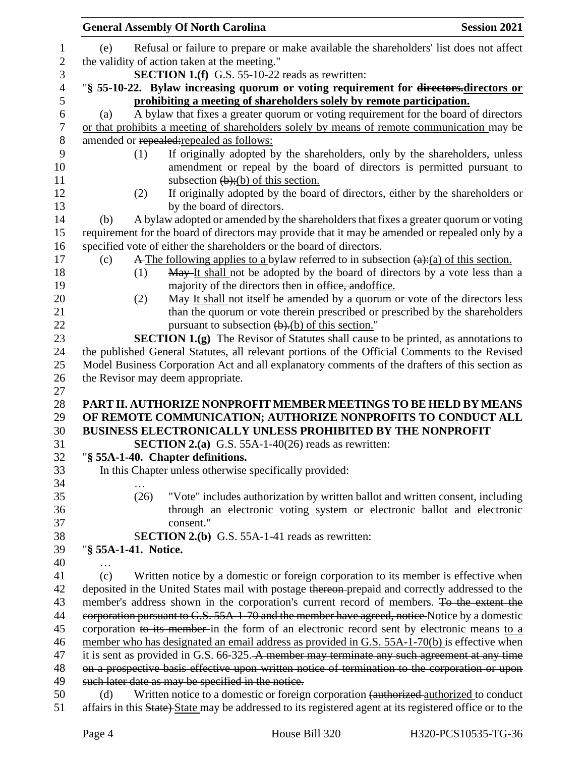(e) Refusal or failure to prepare or make available the shareholders' list does not affect the validity of action taken at the meeting."

**SECTION 1.(f)** G.S. 55-10-22 reads as rewritten:

"**§ 55-10-22. Bylaw increasing quorum or voting requirement for ~~directors.~~directors or prohibiting a meeting of shareholders solely by remote participation.**

(a) A bylaw that fixes a greater quorum or voting requirement for the board of directors or that prohibits a meeting of shareholders solely by means of remote communication may be amended or ~~repealed:~~repealed as follows:

(1) If originally adopted by the shareholders, only by the shareholders, unless amendment or repeal by the board of directors is permitted pursuant to subsection ~~(b);~~(b) of this section.

(2) If originally adopted by the board of directors, either by the shareholders or by the board of directors.

(b) A bylaw adopted or amended by the shareholders that fixes a greater quorum or voting requirement for the board of directors may provide that it may be amended or repealed only by a specified vote of either the shareholders or the board of directors.

(c) ~~A~~ The following applies to a bylaw referred to in subsection ~~(a):~~(a) of this section.

(1) ~~May~~ It shall not be adopted by the board of directors by a vote less than a majority of the directors then in ~~office, and~~office.

(2) ~~May~~ It shall not itself be amended by a quorum or vote of the directors less than the quorum or vote therein prescribed or prescribed by the shareholders pursuant to subsection ~~(b).~~(b) of this section."

**SECTION 1.(g)** The Revisor of Statutes shall cause to be printed, as annotations to the published General Statutes, all relevant portions of the Official Comments to the Revised Model Business Corporation Act and all explanatory comments of the drafters of this section as the Revisor may deem appropriate.

**PART II. AUTHORIZE NONPROFIT MEMBER MEETINGS TO BE HELD BY MEANS OF REMOTE COMMUNICATION; AUTHORIZE NONPROFITS TO CONDUCT ALL BUSINESS ELECTRONICALLY UNLESS PROHIBITED BY THE NONPROFIT**

**SECTION 2.(a)** G.S. 55A-1-40(26) reads as rewritten:

"**§ 55A-1-40. Chapter definitions.**

In this Chapter unless otherwise specifically provided:

…

(26) "Vote" includes authorization by written ballot and written consent, including through an electronic voting system or electronic ballot and electronic consent."

**SECTION 2.(b)** G.S. 55A-1-41 reads as rewritten:

"**§ 55A-1-41. Notice.**

…

(c) Written notice by a domestic or foreign corporation to its member is effective when deposited in the United States mail with postage ~~thereon~~ prepaid and correctly addressed to the member's address shown in the corporation's current record of members. ~~To the extent the corporation pursuant to G.S. 55A-1-70 and the member have agreed, notice~~ Notice by a domestic corporation ~~to its member~~ in the form of an electronic record sent by electronic means to a member who has designated an email address as provided in G.S. 55A-1-70(b) is effective when it is sent as provided in G.S. 66-325. ~~A member may terminate any such agreement at any time on a prospective basis effective upon written notice of termination to the corporation or upon such later date as may be specified in the notice.~~

(d) Written notice to a domestic or foreign corporation ~~(authorized~~ authorized to conduct affairs in this ~~State)~~ State may be addressed to its registered agent at its registered office or to the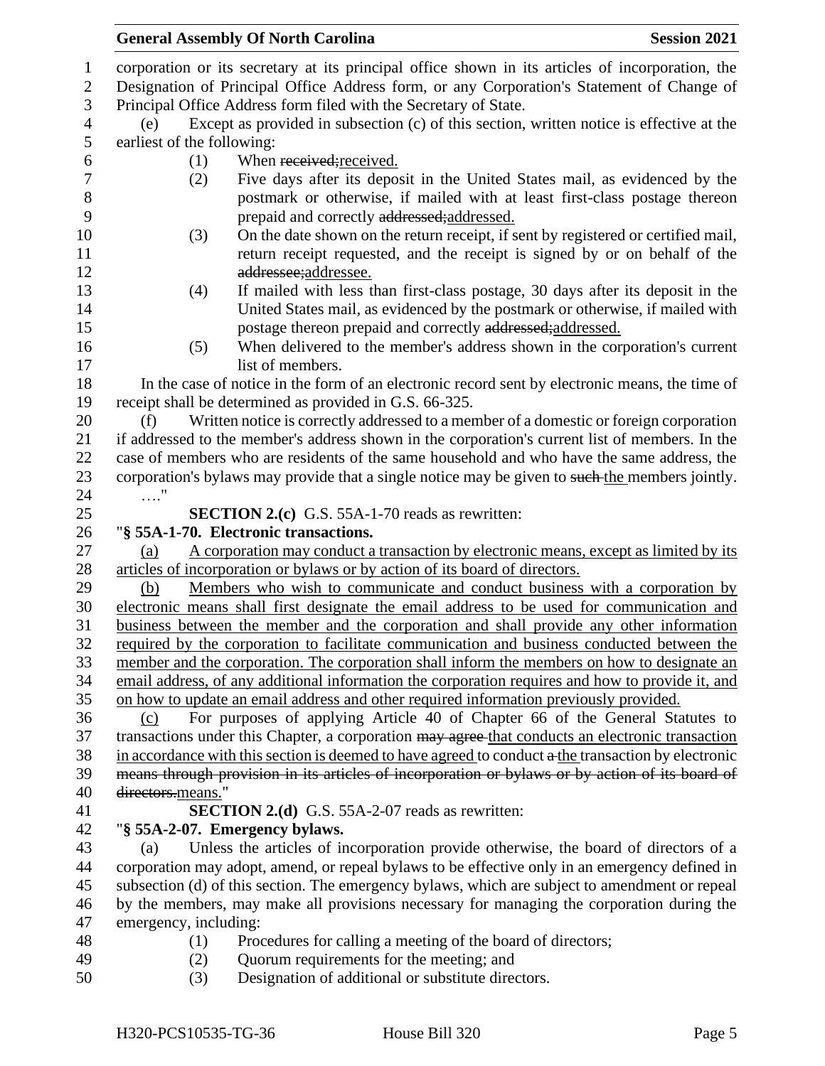corporation or its secretary at its principal office shown in its articles of incorporation, the Designation of Principal Office Address form, or any Corporation's Statement of Change of Principal Office Address form filed with the Secretary of State.

(e) Except as provided in subsection (c) of this section, written notice is effective at the earliest of the following:

(1) When ~~received;~~received.

(2) Five days after its deposit in the United States mail, as evidenced by the postmark or otherwise, if mailed with at least first-class postage thereon prepaid and correctly ~~addressed;~~addressed.

(3) On the date shown on the return receipt, if sent by registered or certified mail, return receipt requested, and the receipt is signed by or on behalf of the ~~addressee;~~addressee.

(4) If mailed with less than first-class postage, 30 days after its deposit in the United States mail, as evidenced by the postmark or otherwise, if mailed with postage thereon prepaid and correctly ~~addressed;~~addressed.

(5) When delivered to the member's address shown in the corporation's current list of members.

In the case of notice in the form of an electronic record sent by electronic means, the time of receipt shall be determined as provided in G.S. 66-325.

(f) Written notice is correctly addressed to a member of a domestic or foreign corporation if addressed to the member's address shown in the corporation's current list of members. In the case of members who are residents of the same household and who have the same address, the corporation's bylaws may provide that a single notice may be given to ~~such~~ the members jointly.

…."

**SECTION 2.(c)** G.S. 55A-1-70 reads as rewritten:

"**§ 55A-1-70. Electronic transactions.**

(a) A corporation may conduct a transaction by electronic means, except as limited by its articles of incorporation or bylaws or by action of its board of directors.

(b) Members who wish to communicate and conduct business with a corporation by electronic means shall first designate the email address to be used for communication and business between the member and the corporation and shall provide any other information required by the corporation to facilitate communication and business conducted between the member and the corporation. The corporation shall inform the members on how to designate an email address, of any additional information the corporation requires and how to provide it, and on how to update an email address and other required information previously provided.

(c) For purposes of applying Article 40 of Chapter 66 of the General Statutes to transactions under this Chapter, a corporation ~~may agree~~ that conducts an electronic transaction in accordance with this section is deemed to have agreed to conduct ~~a~~ the transaction by electronic ~~means through provision in its articles of incorporation or bylaws or by action of its board of directors.~~means."

**SECTION 2.(d)** G.S. 55A-2-07 reads as rewritten:

"**§ 55A-2-07. Emergency bylaws.**

(a) Unless the articles of incorporation provide otherwise, the board of directors of a corporation may adopt, amend, or repeal bylaws to be effective only in an emergency defined in subsection (d) of this section. The emergency bylaws, which are subject to amendment or repeal by the members, may make all provisions necessary for managing the corporation during the emergency, including:

(1) Procedures for calling a meeting of the board of directors;

(2) Quorum requirements for the meeting; and

(3) Designation of additional or substitute directors.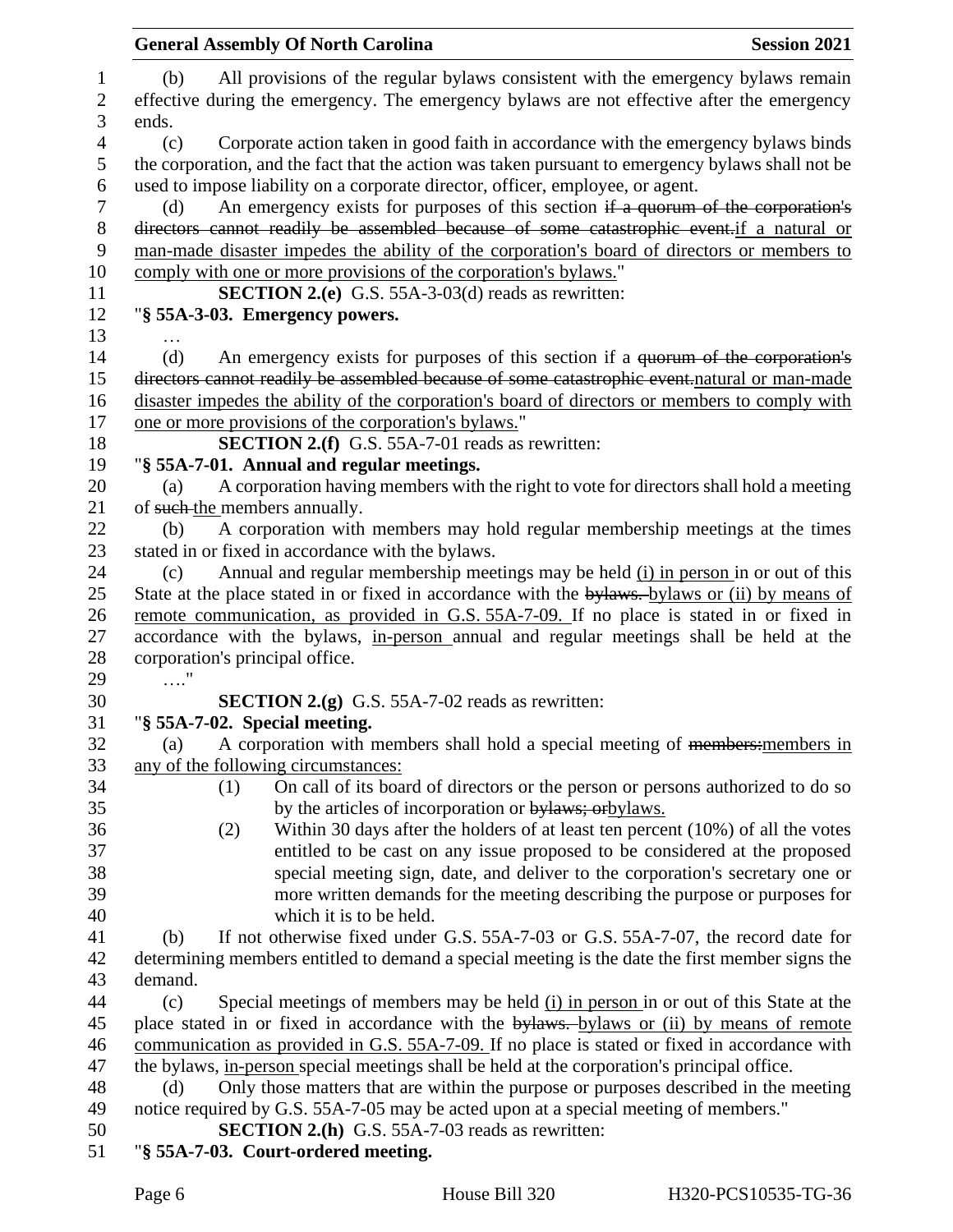(b) All provisions of the regular bylaws consistent with the emergency bylaws remain effective during the emergency. The emergency bylaws are not effective after the emergency ends.

(c) Corporate action taken in good faith in accordance with the emergency bylaws binds the corporation, and the fact that the action was taken pursuant to emergency bylaws shall not be used to impose liability on a corporate director, officer, employee, or agent.

(d) An emergency exists for purposes of this section ~~if a quorum of the corporation's directors cannot readily be assembled because of some catastrophic event.~~if a natural or man-made disaster impedes the ability of the corporation's board of directors or members to comply with one or more provisions of the corporation's bylaws."

**SECTION 2.(e)** G.S. 55A-3-03(d) reads as rewritten:

"**§ 55A-3-03. Emergency powers.**

…

(d) An emergency exists for purposes of this section if a ~~quorum of the corporation's directors cannot readily be assembled because of some catastrophic event.~~natural or man-made disaster impedes the ability of the corporation's board of directors or members to comply with one or more provisions of the corporation's bylaws."

**SECTION 2.(f)** G.S. 55A-7-01 reads as rewritten:

"**§ 55A-7-01. Annual and regular meetings.**

(a) A corporation having members with the right to vote for directors shall hold a meeting of ~~such~~ the members annually.

(b) A corporation with members may hold regular membership meetings at the times stated in or fixed in accordance with the bylaws.

(c) Annual and regular membership meetings may be held (i) in person in or out of this State at the place stated in or fixed in accordance with the ~~bylaws.~~ bylaws or (ii) by means of remote communication, as provided in G.S. 55A-7-09. If no place is stated in or fixed in accordance with the bylaws, in-person annual and regular meetings shall be held at the corporation's principal office.

…."

**SECTION 2.(g)** G.S. 55A-7-02 reads as rewritten:

"**§ 55A-7-02. Special meeting.**

(a) A corporation with members shall hold a special meeting of ~~members:~~members in any of the following circumstances:

(1) On call of its board of directors or the person or persons authorized to do so by the articles of incorporation or ~~bylaws; or~~bylaws.

(2) Within 30 days after the holders of at least ten percent (10%) of all the votes entitled to be cast on any issue proposed to be considered at the proposed special meeting sign, date, and deliver to the corporation's secretary one or more written demands for the meeting describing the purpose or purposes for which it is to be held.

(b) If not otherwise fixed under G.S. 55A-7-03 or G.S. 55A-7-07, the record date for determining members entitled to demand a special meeting is the date the first member signs the demand.

(c) Special meetings of members may be held (i) in person in or out of this State at the place stated in or fixed in accordance with the ~~bylaws.~~ bylaws or (ii) by means of remote communication as provided in G.S. 55A-7-09. If no place is stated or fixed in accordance with the bylaws, in-person special meetings shall be held at the corporation's principal office.

(d) Only those matters that are within the purpose or purposes described in the meeting notice required by G.S. 55A-7-05 may be acted upon at a special meeting of members."

**SECTION 2.(h)** G.S. 55A-7-03 reads as rewritten:

"**§ 55A-7-03. Court-ordered meeting.**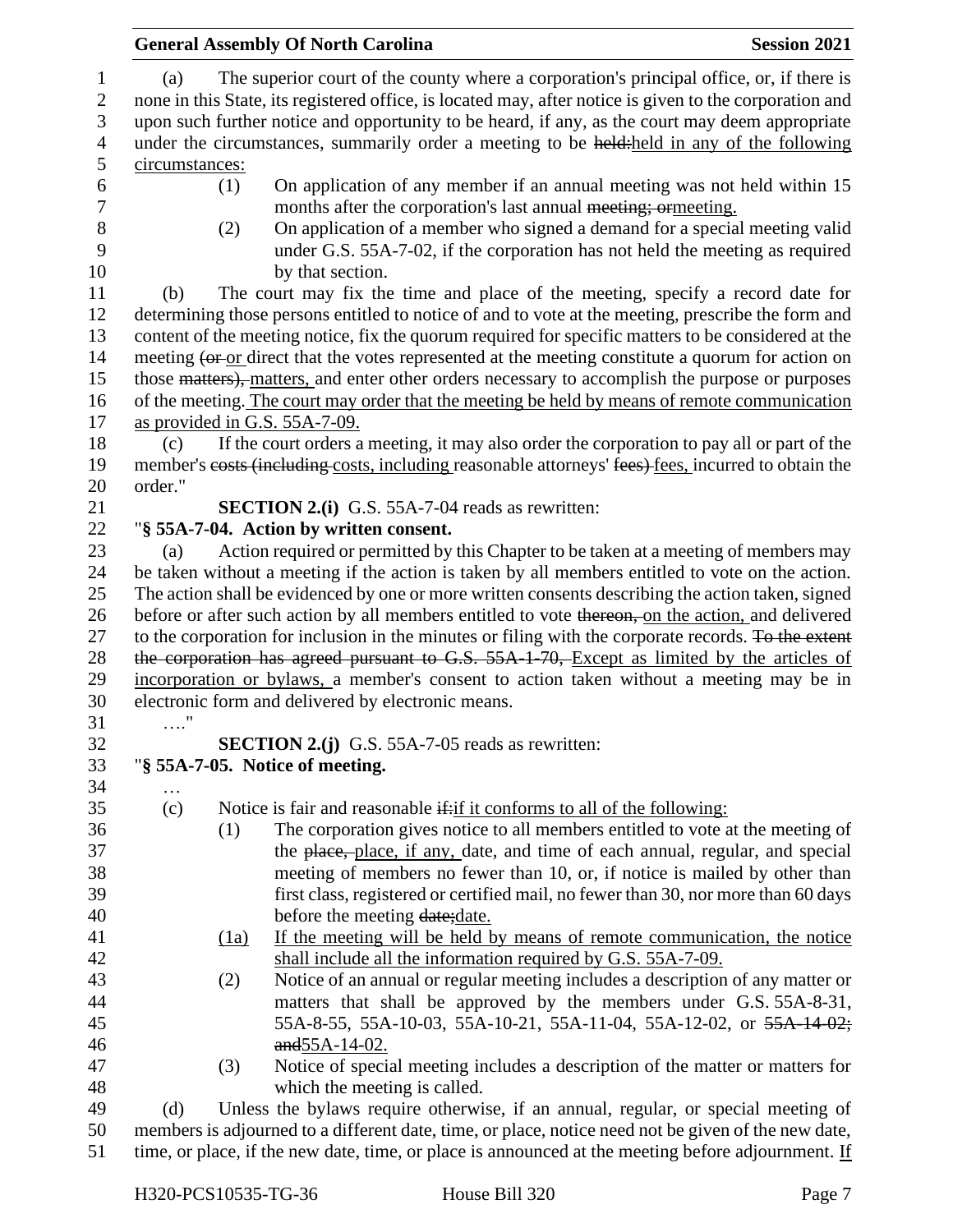(a) The superior court of the county where a corporation's principal office, or, if there is none in this State, its registered office, is located may, after notice is given to the corporation and upon such further notice and opportunity to be heard, if any, as the court may deem appropriate under the circumstances, summarily order a meeting to be ~~held:~~held in any of the following circumstances:

(1) On application of any member if an annual meeting was not held within 15 months after the corporation's last annual ~~meeting; or~~meeting.

(2) On application of a member who signed a demand for a special meeting valid under G.S. 55A-7-02, if the corporation has not held the meeting as required by that section.

(b) The court may fix the time and place of the meeting, specify a record date for determining those persons entitled to notice of and to vote at the meeting, prescribe the form and content of the meeting notice, fix the quorum required for specific matters to be considered at the meeting ~~(or~~ or direct that the votes represented at the meeting constitute a quorum for action on those ~~matters),~~ matters, and enter other orders necessary to accomplish the purpose or purposes of the meeting. The court may order that the meeting be held by means of remote communication as provided in G.S. 55A-7-09.

(c) If the court orders a meeting, it may also order the corporation to pay all or part of the member's ~~costs (including~~ costs, including reasonable attorneys' ~~fees)~~ fees, incurred to obtain the order."

**SECTION 2.(i)** G.S. 55A-7-04 reads as rewritten:

"**§ 55A-7-04. Action by written consent.**

(a) Action required or permitted by this Chapter to be taken at a meeting of members may be taken without a meeting if the action is taken by all members entitled to vote on the action. The action shall be evidenced by one or more written consents describing the action taken, signed before or after such action by all members entitled to vote ~~thereon,~~ on the action, and delivered to the corporation for inclusion in the minutes or filing with the corporate records. ~~To the extent the corporation has agreed pursuant to G.S. 55A-1-70,~~ Except as limited by the articles of incorporation or bylaws, a member's consent to action taken without a meeting may be in electronic form and delivered by electronic means.

…."

**SECTION 2.(j)** G.S. 55A-7-05 reads as rewritten:

"**§ 55A-7-05. Notice of meeting.**

…

(c) Notice is fair and reasonable ~~if:~~if it conforms to all of the following:

(1) The corporation gives notice to all members entitled to vote at the meeting of the ~~place,~~ place, if any, date, and time of each annual, regular, and special meeting of members no fewer than 10, or, if notice is mailed by other than first class, registered or certified mail, no fewer than 30, nor more than 60 days before the meeting ~~date;~~date.

(1a) If the meeting will be held by means of remote communication, the notice shall include all the information required by G.S. 55A-7-09.

(2) Notice of an annual or regular meeting includes a description of any matter or matters that shall be approved by the members under G.S. 55A-8-31, 55A-8-55, 55A-10-03, 55A-10-21, 55A-11-04, 55A-12-02, or ~~55A-14-02; and~~55A-14-02.

(3) Notice of special meeting includes a description of the matter or matters for which the meeting is called.

(d) Unless the bylaws require otherwise, if an annual, regular, or special meeting of members is adjourned to a different date, time, or place, notice need not be given of the new date, time, or place, if the new date, time, or place is announced at the meeting before adjournment. If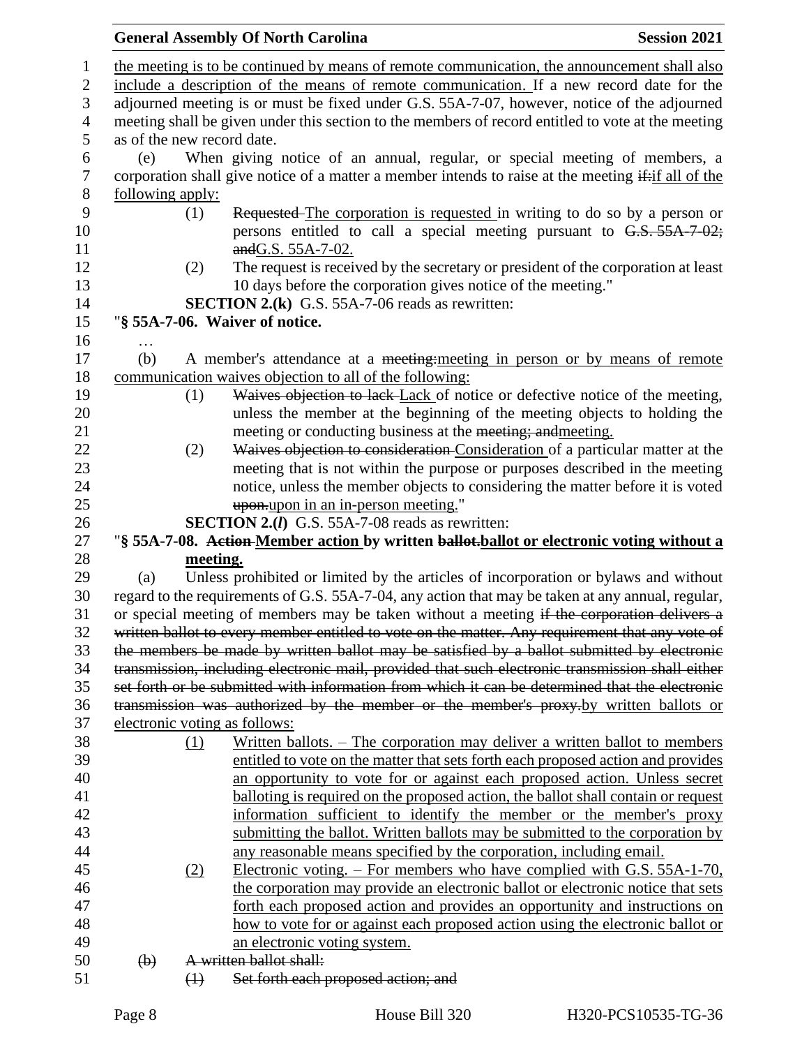the meeting is to be continued by means of remote communication, the announcement shall also include a description of the means of remote communication. If a new record date for the adjourned meeting is or must be fixed under G.S. 55A-7-07, however, notice of the adjourned meeting shall be given under this section to the members of record entitled to vote at the meeting as of the new record date.

(e) When giving notice of an annual, regular, or special meeting of members, a corporation shall give notice of a matter a member intends to raise at the meeting ~~if:~~if all of the following apply:

(1) ~~Requested~~ The corporation is requested in writing to do so by a person or persons entitled to call a special meeting pursuant to ~~G.S. 55A-7-02; and~~G.S. 55A-7-02.

(2) The request is received by the secretary or president of the corporation at least 10 days before the corporation gives notice of the meeting."

**SECTION 2.(k)** G.S. 55A-7-06 reads as rewritten:

"**§ 55A-7-06. Waiver of notice.**

…

(b) A member's attendance at a ~~meeting:~~meeting in person or by means of remote communication waives objection to all of the following:

(1) ~~Waives objection to lack~~ Lack of notice or defective notice of the meeting, unless the member at the beginning of the meeting objects to holding the meeting or conducting business at the ~~meeting; and~~meeting.

(2) ~~Waives objection to consideration~~ Consideration of a particular matter at the meeting that is not within the purpose or purposes described in the meeting notice, unless the member objects to considering the matter before it is voted ~~upon.~~upon in an in-person meeting."

**SECTION 2.(*l*)** G.S. 55A-7-08 reads as rewritten:

"**§ 55A-7-08. ~~Action~~ Member action by written ~~ballot.~~ballot or electronic voting without a meeting.**

(a) Unless prohibited or limited by the articles of incorporation or bylaws and without regard to the requirements of G.S. 55A-7-04, any action that may be taken at any annual, regular, or special meeting of members may be taken without a meeting ~~if the corporation delivers a written ballot to every member entitled to vote on the matter. Any requirement that any vote of the members be made by written ballot may be satisfied by a ballot submitted by electronic transmission, including electronic mail, provided that such electronic transmission shall either set forth or be submitted with information from which it can be determined that the electronic transmission was authorized by the member or the member's proxy.~~by written ballots or electronic voting as follows:

(1) Written ballots. – The corporation may deliver a written ballot to members entitled to vote on the matter that sets forth each proposed action and provides an opportunity to vote for or against each proposed action. Unless secret balloting is required on the proposed action, the ballot shall contain or request information sufficient to identify the member or the member's proxy submitting the ballot. Written ballots may be submitted to the corporation by any reasonable means specified by the corporation, including email.

(2) Electronic voting. – For members who have complied with G.S. 55A-1-70, the corporation may provide an electronic ballot or electronic notice that sets forth each proposed action and provides an opportunity and instructions on how to vote for or against each proposed action using the electronic ballot or an electronic voting system.

~~(b) A written ballot shall:~~

~~(1) Set forth each proposed action; and~~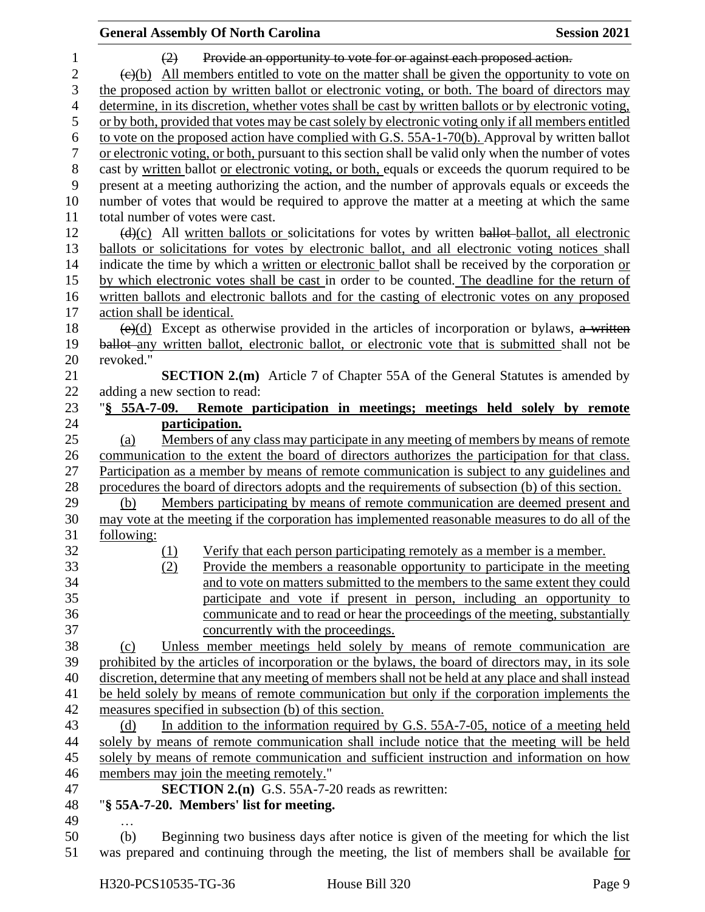(2) ~~Provide an opportunity to vote for or against each proposed action.~~

~~(c)~~(b) All members entitled to vote on the matter shall be given the opportunity to vote on the proposed action by written ballot or electronic voting, or both. The board of directors may determine, in its discretion, whether votes shall be cast by written ballots or by electronic voting, or by both, provided that votes may be cast solely by electronic voting only if all members entitled to vote on the proposed action have complied with G.S. 55A-1-70(b). Approval by written ballot or electronic voting, or both, pursuant to this section shall be valid only when the number of votes cast by written ballot or electronic voting, or both, equals or exceeds the quorum required to be present at a meeting authorizing the action, and the number of approvals equals or exceeds the number of votes that would be required to approve the matter at a meeting at which the same total number of votes were cast.

~~(d)~~(c) All written ballots or solicitations for votes by written ~~ballot~~ ballot, all electronic ballots or solicitations for votes by electronic ballot, and all electronic voting notices shall indicate the time by which a written or electronic ballot shall be received by the corporation or by which electronic votes shall be cast in order to be counted. The deadline for the return of written ballots and electronic ballots and for the casting of electronic votes on any proposed action shall be identical.

~~(e)~~(d) Except as otherwise provided in the articles of incorporation or bylaws, ~~a written ballot~~ any written ballot, electronic ballot, or electronic vote that is submitted shall not be revoked."

**SECTION 2.(m)** Article 7 of Chapter 55A of the General Statutes is amended by adding a new section to read:

"**§ 55A-7-09. Remote participation in meetings; meetings held solely by remote participation.**

(a) Members of any class may participate in any meeting of members by means of remote communication to the extent the board of directors authorizes the participation for that class. Participation as a member by means of remote communication is subject to any guidelines and procedures the board of directors adopts and the requirements of subsection (b) of this section.

(b) Members participating by means of remote communication are deemed present and may vote at the meeting if the corporation has implemented reasonable measures to do all of the following:

(1) Verify that each person participating remotely as a member is a member.

(2) Provide the members a reasonable opportunity to participate in the meeting and to vote on matters submitted to the members to the same extent they could participate and vote if present in person, including an opportunity to communicate and to read or hear the proceedings of the meeting, substantially concurrently with the proceedings.

(c) Unless member meetings held solely by means of remote communication are prohibited by the articles of incorporation or the bylaws, the board of directors may, in its sole discretion, determine that any meeting of members shall not be held at any place and shall instead be held solely by means of remote communication but only if the corporation implements the measures specified in subsection (b) of this section.

(d) In addition to the information required by G.S. 55A-7-05, notice of a meeting held solely by means of remote communication shall include notice that the meeting will be held solely by means of remote communication and sufficient instruction and information on how members may join the meeting remotely."

**SECTION 2.(n)** G.S. 55A-7-20 reads as rewritten:

"**§ 55A-7-20. Members' list for meeting.**

…

(b) Beginning two business days after notice is given of the meeting for which the list was prepared and continuing through the meeting, the list of members shall be available for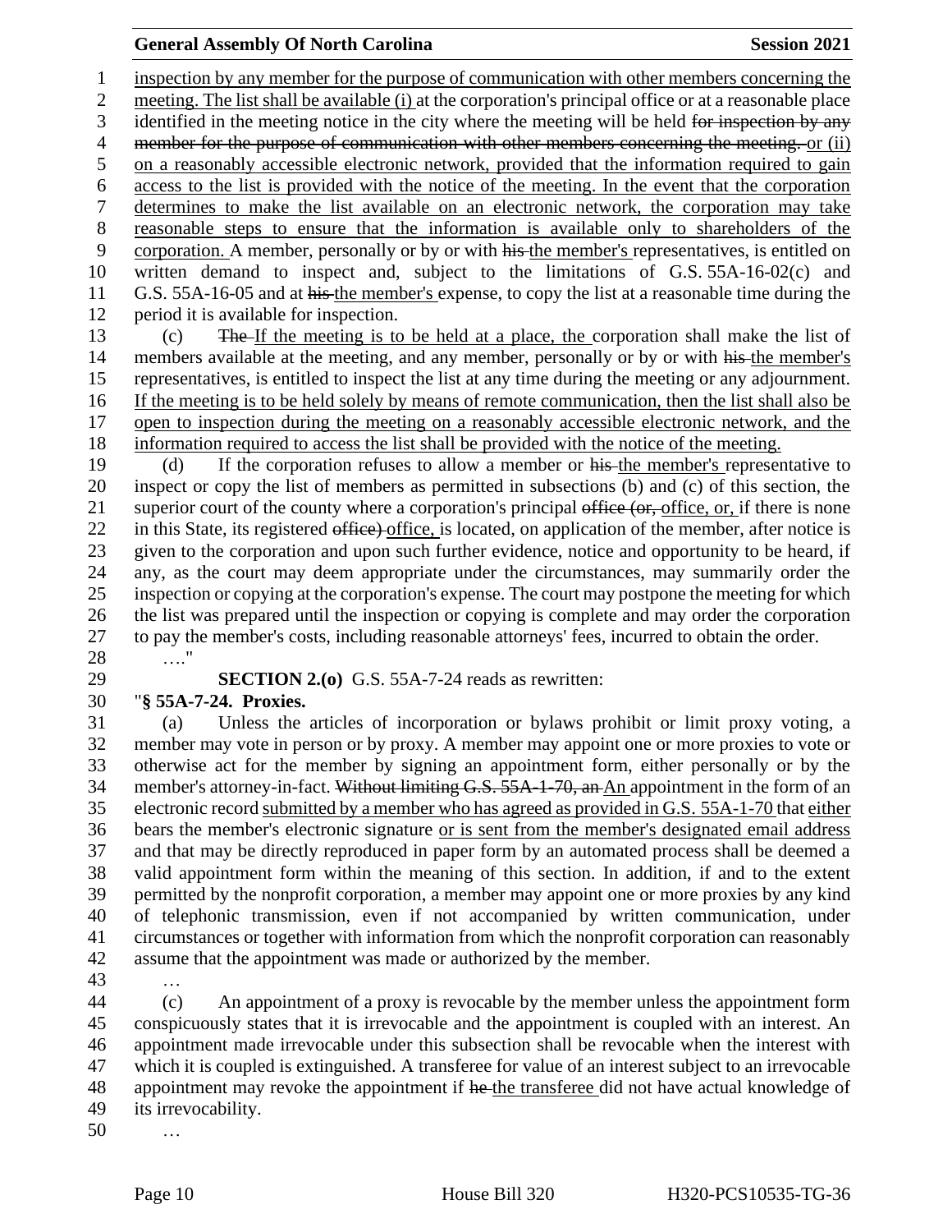inspection by any member for the purpose of communication with other members concerning the meeting. The list shall be available (i) at the corporation's principal office or at a reasonable place identified in the meeting notice in the city where the meeting will be held ~~for inspection by any member for the purpose of communication with other members concerning the meeting.~~ or (ii) on a reasonably accessible electronic network, provided that the information required to gain access to the list is provided with the notice of the meeting. In the event that the corporation determines to make the list available on an electronic network, the corporation may take reasonable steps to ensure that the information is available only to shareholders of the corporation. A member, personally or by or with ~~his~~ the member's representatives, is entitled on written demand to inspect and, subject to the limitations of G.S. 55A-16-02(c) and G.S. 55A-16-05 and at ~~his~~ the member's expense, to copy the list at a reasonable time during the period it is available for inspection.

(c) ~~The~~ If the meeting is to be held at a place, the corporation shall make the list of members available at the meeting, and any member, personally or by or with ~~his~~ the member's representatives, is entitled to inspect the list at any time during the meeting or any adjournment. If the meeting is to be held solely by means of remote communication, then the list shall also be open to inspection during the meeting on a reasonably accessible electronic network, and the information required to access the list shall be provided with the notice of the meeting.

(d) If the corporation refuses to allow a member or ~~his~~ the member's representative to inspect or copy the list of members as permitted in subsections (b) and (c) of this section, the superior court of the county where a corporation's principal ~~office (or,~~ office, or, if there is none in this State, its registered ~~office)~~ office, is located, on application of the member, after notice is given to the corporation and upon such further evidence, notice and opportunity to be heard, if any, as the court may deem appropriate under the circumstances, may summarily order the inspection or copying at the corporation's expense. The court may postpone the meeting for which the list was prepared until the inspection or copying is complete and may order the corporation to pay the member's costs, including reasonable attorneys' fees, incurred to obtain the order.

…."

**SECTION 2.(o)** G.S. 55A-7-24 reads as rewritten:

"**§ 55A-7-24. Proxies.**

(a) Unless the articles of incorporation or bylaws prohibit or limit proxy voting, a member may vote in person or by proxy. A member may appoint one or more proxies to vote or otherwise act for the member by signing an appointment form, either personally or by the member's attorney-in-fact. ~~Without limiting G.S. 55A-1-70, an~~ An appointment in the form of an electronic record submitted by a member who has agreed as provided in G.S. 55A-1-70 that either bears the member's electronic signature or is sent from the member's designated email address and that may be directly reproduced in paper form by an automated process shall be deemed a valid appointment form within the meaning of this section. In addition, if and to the extent permitted by the nonprofit corporation, a member may appoint one or more proxies by any kind of telephonic transmission, even if not accompanied by written communication, under circumstances or together with information from which the nonprofit corporation can reasonably assume that the appointment was made or authorized by the member.

…

(c) An appointment of a proxy is revocable by the member unless the appointment form conspicuously states that it is irrevocable and the appointment is coupled with an interest. An appointment made irrevocable under this subsection shall be revocable when the interest with which it is coupled is extinguished. A transferee for value of an interest subject to an irrevocable appointment may revoke the appointment if ~~he~~ the transferee did not have actual knowledge of its irrevocability.

…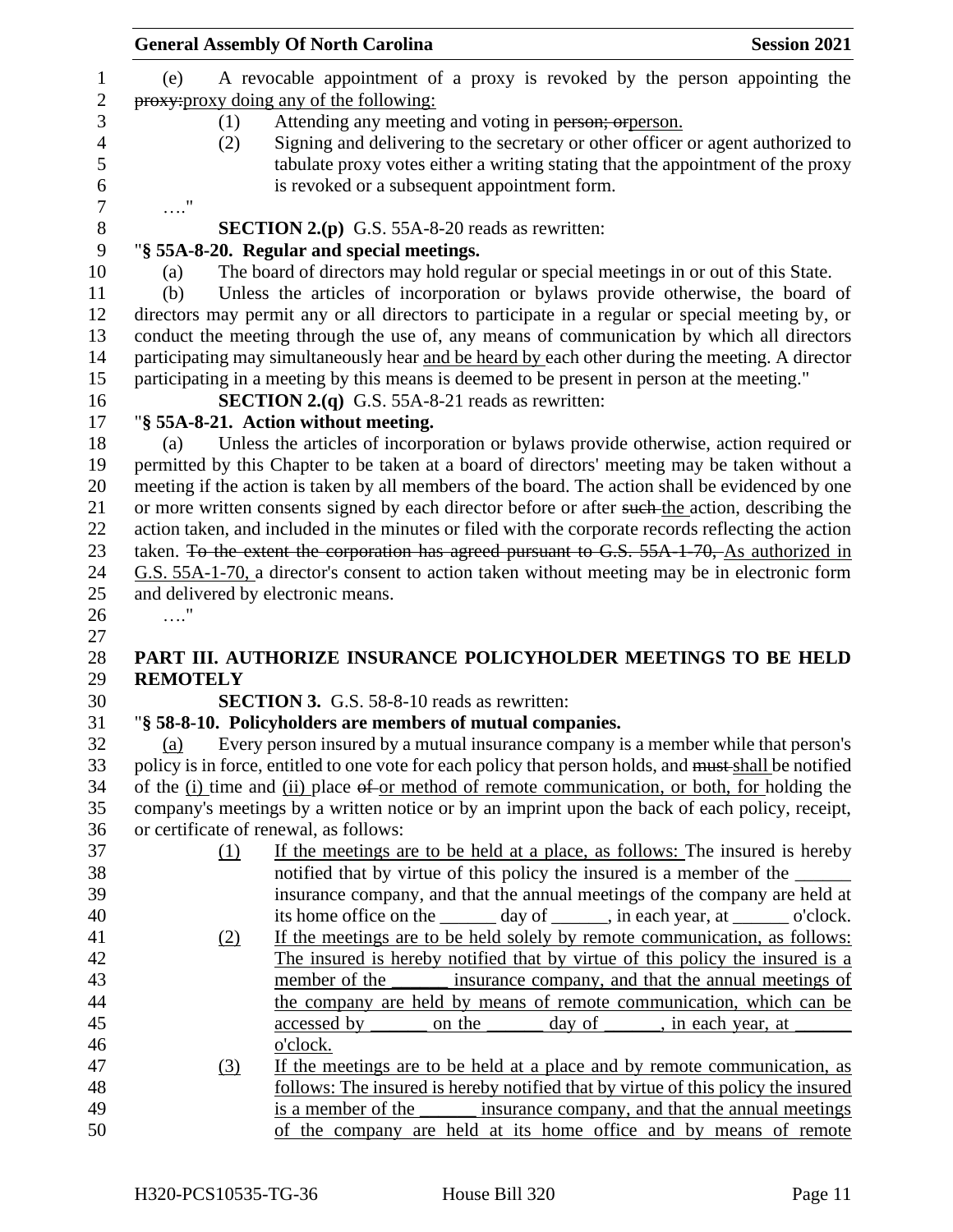(e) A revocable appointment of a proxy is revoked by the person appointing the ~~proxy:~~proxy doing any of the following:

(1) Attending any meeting and voting in ~~person; or~~person.

(2) Signing and delivering to the secretary or other officer or agent authorized to tabulate proxy votes either a writing stating that the appointment of the proxy is revoked or a subsequent appointment form.

…."

**SECTION 2.(p)** G.S. 55A-8-20 reads as rewritten:

"**§ 55A-8-20. Regular and special meetings.**

(a) The board of directors may hold regular or special meetings in or out of this State.

(b) Unless the articles of incorporation or bylaws provide otherwise, the board of directors may permit any or all directors to participate in a regular or special meeting by, or conduct the meeting through the use of, any means of communication by which all directors participating may simultaneously hear <u>and be heard by</u> each other during the meeting. A director participating in a meeting by this means is deemed to be present in person at the meeting."

**SECTION 2.(q)** G.S. 55A-8-21 reads as rewritten:

"**§ 55A-8-21. Action without meeting.**

(a) Unless the articles of incorporation or bylaws provide otherwise, action required or permitted by this Chapter to be taken at a board of directors' meeting may be taken without a meeting if the action is taken by all members of the board. The action shall be evidenced by one or more written consents signed by each director before or after ~~such~~ <u>the</u> action, describing the action taken, and included in the minutes or filed with the corporate records reflecting the action taken. ~~To the extent the corporation has agreed pursuant to G.S. 55A-1-70,~~ <u>As authorized in G.S. 55A-1-70,</u> a director's consent to action taken without meeting may be in electronic form and delivered by electronic means.

…."

**PART III. AUTHORIZE INSURANCE POLICYHOLDER MEETINGS TO BE HELD REMOTELY**

**SECTION 3.** G.S. 58-8-10 reads as rewritten:

"**§ 58-8-10. Policyholders are members of mutual companies.**

<u>(a)</u> Every person insured by a mutual insurance company is a member while that person's policy is in force, entitled to one vote for each policy that person holds, and ~~must~~ <u>shall</u> be notified of the <u>(i)</u> time and <u>(ii)</u> place ~~of~~ <u>or method of remote communication, or both, for</u> holding the company's meetings by a written notice or by an imprint upon the back of each policy, receipt, or certificate of renewal, as follows:

<u>(1)</u> <u>If the meetings are to be held at a place, as follows:</u> The insured is hereby notified that by virtue of this policy the insured is a member of the ______ insurance company, and that the annual meetings of the company are held at its home office on the ______ day of ______, in each year, at ______ o'clock.

<u>(2)</u> <u>If the meetings are to be held solely by remote communication, as follows: The insured is hereby notified that by virtue of this policy the insured is a member of the ______ insurance company, and that the annual meetings of the company are held by means of remote communication, which can be accessed by ______ on the ______ day of ______, in each year, at ______ o'clock.</u>

<u>(3)</u> <u>If the meetings are to be held at a place and by remote communication, as follows: The insured is hereby notified that by virtue of this policy the insured is a member of the ______ insurance company, and that the annual meetings of the company are held at its home office and by means of remote</u>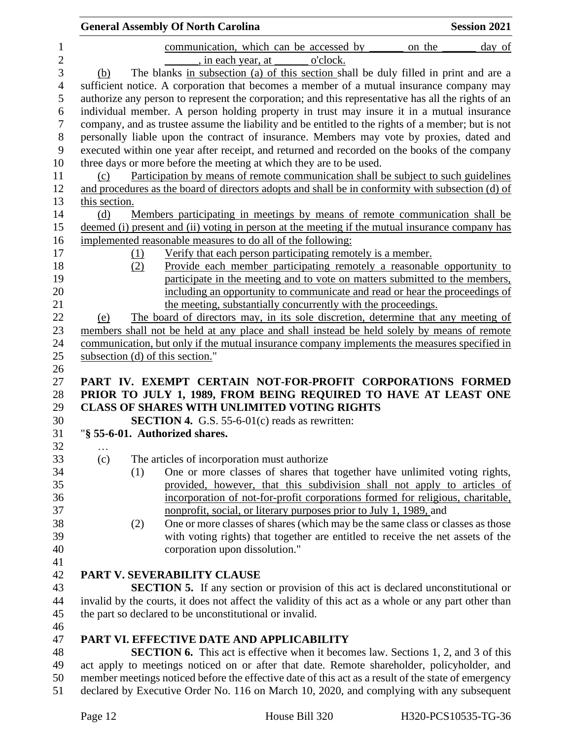communication, which can be accessed by ______ on the ______ day of ______, in each year, at ______ o'clock.

(b) The blanks in subsection (a) of this section shall be duly filled in print and are a sufficient notice. A corporation that becomes a member of a mutual insurance company may authorize any person to represent the corporation; and this representative has all the rights of an individual member. A person holding property in trust may insure it in a mutual insurance company, and as trustee assume the liability and be entitled to the rights of a member; but is not personally liable upon the contract of insurance. Members may vote by proxies, dated and executed within one year after receipt, and returned and recorded on the books of the company three days or more before the meeting at which they are to be used.

(c) Participation by means of remote communication shall be subject to such guidelines and procedures as the board of directors adopts and shall be in conformity with subsection (d) of this section.

(d) Members participating in meetings by means of remote communication shall be deemed (i) present and (ii) voting in person at the meeting if the mutual insurance company has implemented reasonable measures to do all of the following:

(1) Verify that each person participating remotely is a member.

(2) Provide each member participating remotely a reasonable opportunity to participate in the meeting and to vote on matters submitted to the members, including an opportunity to communicate and read or hear the proceedings of the meeting, substantially concurrently with the proceedings.

(e) The board of directors may, in its sole discretion, determine that any meeting of members shall not be held at any place and shall instead be held solely by means of remote communication, but only if the mutual insurance company implements the measures specified in subsection (d) of this section."

**PART IV. EXEMPT CERTAIN NOT-FOR-PROFIT CORPORATIONS FORMED PRIOR TO JULY 1, 1989, FROM BEING REQUIRED TO HAVE AT LEAST ONE CLASS OF SHARES WITH UNLIMITED VOTING RIGHTS**

**SECTION 4.** G.S. 55-6-01(c) reads as rewritten:

"**§ 55-6-01. Authorized shares.**

…

(c) The articles of incorporation must authorize

(1) One or more classes of shares that together have unlimited voting rights, provided, however, that this subdivision shall not apply to articles of incorporation of not-for-profit corporations formed for religious, charitable, nonprofit, social, or literary purposes prior to July 1, 1989, and

(2) One or more classes of shares (which may be the same class or classes as those with voting rights) that together are entitled to receive the net assets of the corporation upon dissolution."

**PART V. SEVERABILITY CLAUSE**

**SECTION 5.** If any section or provision of this act is declared unconstitutional or invalid by the courts, it does not affect the validity of this act as a whole or any part other than the part so declared to be unconstitutional or invalid.

**PART VI. EFFECTIVE DATE AND APPLICABILITY**

**SECTION 6.** This act is effective when it becomes law. Sections 1, 2, and 3 of this act apply to meetings noticed on or after that date. Remote shareholder, policyholder, and member meetings noticed before the effective date of this act as a result of the state of emergency declared by Executive Order No. 116 on March 10, 2020, and complying with any subsequent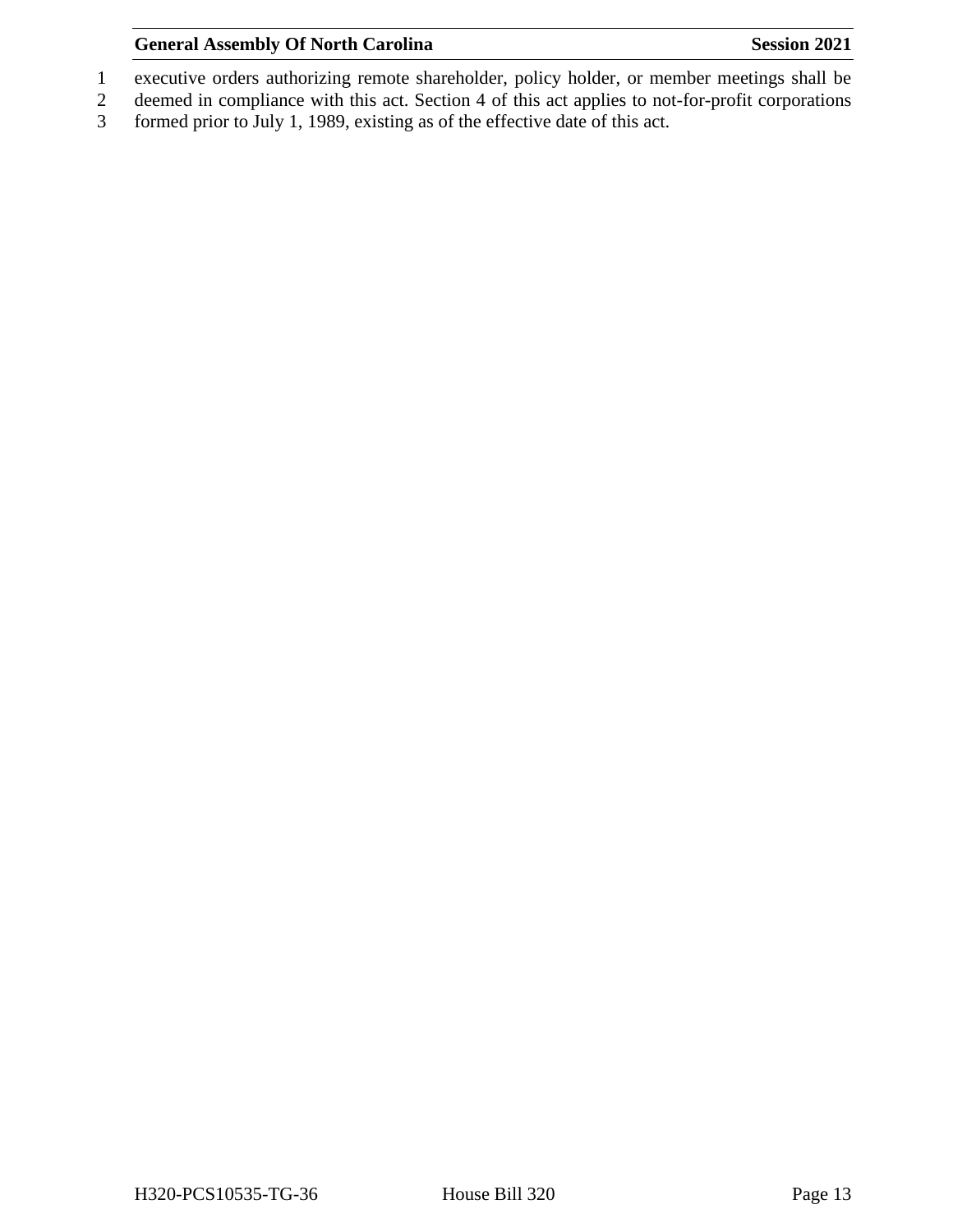executive orders authorizing remote shareholder, policy holder, or member meetings shall be deemed in compliance with this act. Section 4 of this act applies to not-for-profit corporations formed prior to July 1, 1989, existing as of the effective date of this act.